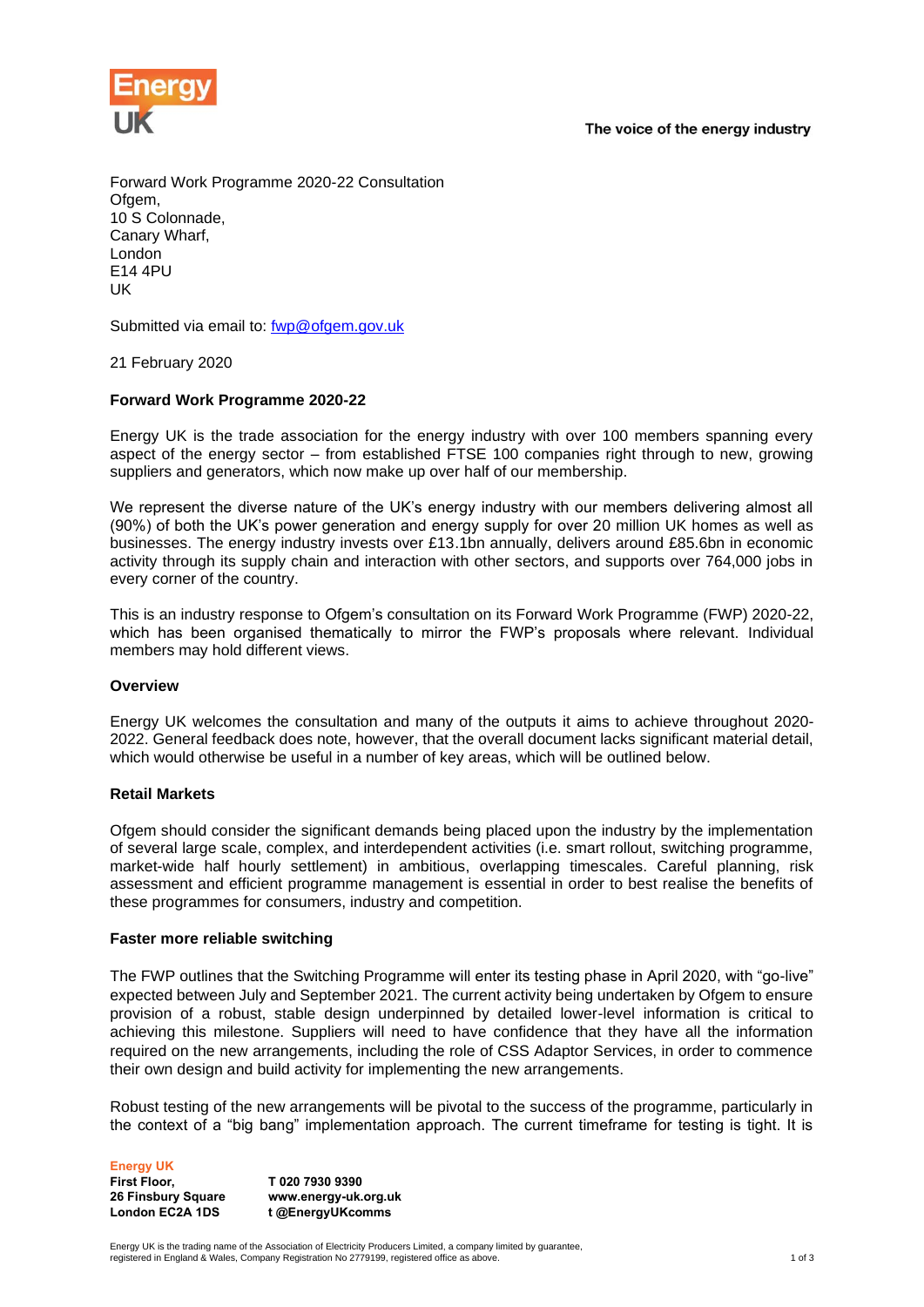Energy UK

The voice of the energy industry

Forward Work Programme 2020-22 Consultation
Ofgem,
10 S Colonnade,
Canary Wharf,
London
E14 4PU
UK

Submitted via email to: fwp@ofgem.gov.uk

21 February 2020

**Forward Work Programme 2020-22**

Energy UK is the trade association for the energy industry with over 100 members spanning every aspect of the energy sector – from established FTSE 100 companies right through to new, growing suppliers and generators, which now make up over half of our membership.

We represent the diverse nature of the UK's energy industry with our members delivering almost all (90%) of both the UK's power generation and energy supply for over 20 million UK homes as well as businesses. The energy industry invests over £13.1bn annually, delivers around £85.6bn in economic activity through its supply chain and interaction with other sectors, and supports over 764,000 jobs in every corner of the country.

This is an industry response to Ofgem's consultation on its Forward Work Programme (FWP) 2020-22, which has been organised thematically to mirror the FWP's proposals where relevant. Individual members may hold different views.

**Overview**

Energy UK welcomes the consultation and many of the outputs it aims to achieve throughout 2020-2022. General feedback does note, however, that the overall document lacks significant material detail, which would otherwise be useful in a number of key areas, which will be outlined below.

**Retail Markets**

Ofgem should consider the significant demands being placed upon the industry by the implementation of several large scale, complex, and interdependent activities (i.e. smart rollout, switching programme, market-wide half hourly settlement) in ambitious, overlapping timescales. Careful planning, risk assessment and efficient programme management is essential in order to best realise the benefits of these programmes for consumers, industry and competition.

**Faster more reliable switching**

The FWP outlines that the Switching Programme will enter its testing phase in April 2020, with "go-live" expected between July and September 2021. The current activity being undertaken by Ofgem to ensure provision of a robust, stable design underpinned by detailed lower-level information is critical to achieving this milestone. Suppliers will need to have confidence that they have all the information required on the new arrangements, including the role of CSS Adaptor Services, in order to commence their own design and build activity for implementing the new arrangements.

Robust testing of the new arrangements will be pivotal to the success of the programme, particularly in the context of a "big bang" implementation approach. The current timeframe for testing is tight. It is

**Energy UK**
**First Floor,**
**26 Finsbury Square**
**London EC2A 1DS**

**T 020 7930 9390**
**www.energy-uk.org.uk**
**t @EnergyUKcomms**

Energy UK is the trading name of the Association of Electricity Producers Limited, a company limited by guarantee, registered in England & Wales, Company Registration No 2779199, registered office as above.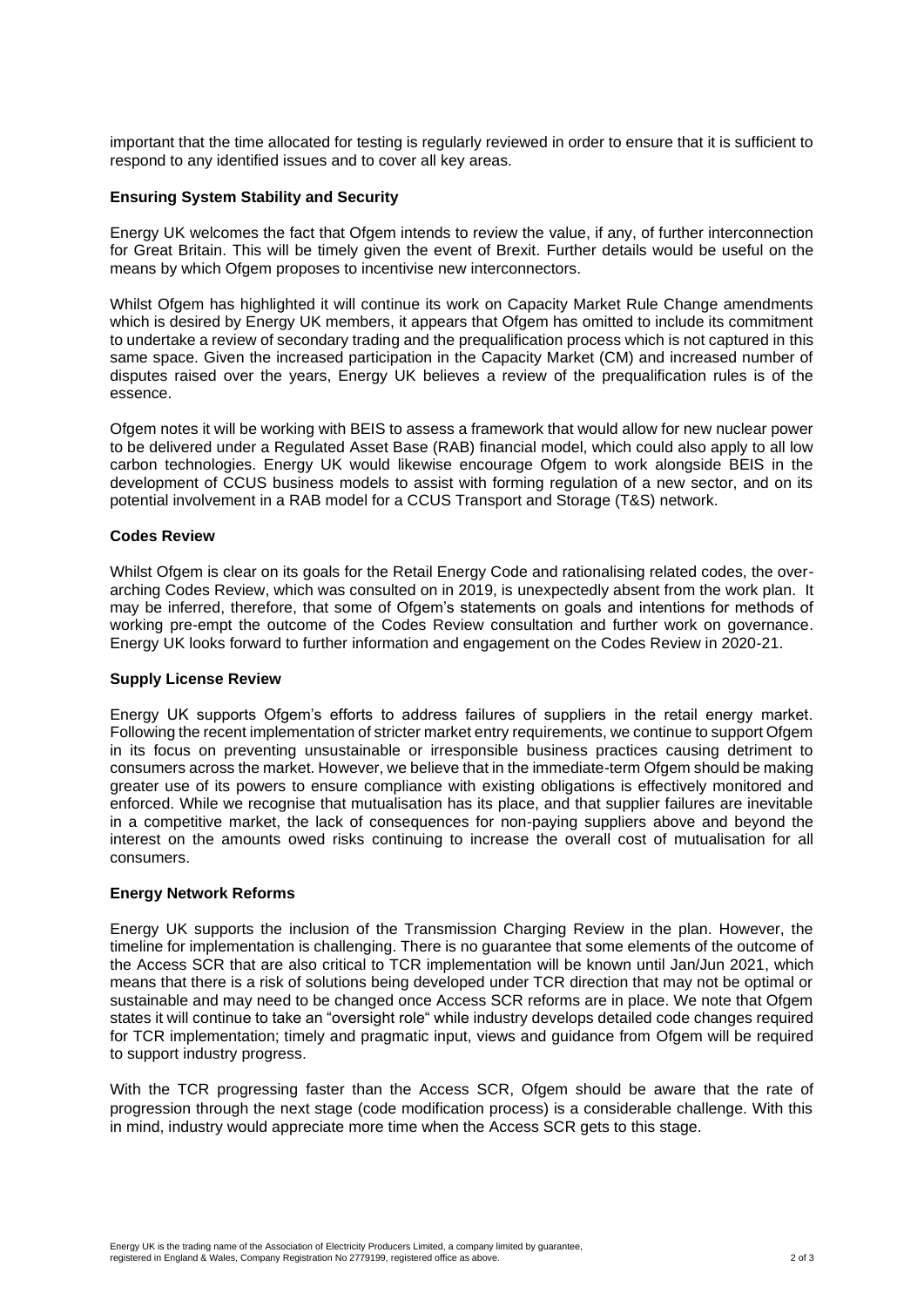important that the time allocated for testing is regularly reviewed in order to ensure that it is sufficient to respond to any identified issues and to cover all key areas.

**Ensuring System Stability and Security**

Energy UK welcomes the fact that Ofgem intends to review the value, if any, of further interconnection for Great Britain. This will be timely given the event of Brexit. Further details would be useful on the means by which Ofgem proposes to incentivise new interconnectors.

Whilst Ofgem has highlighted it will continue its work on Capacity Market Rule Change amendments which is desired by Energy UK members, it appears that Ofgem has omitted to include its commitment to undertake a review of secondary trading and the prequalification process which is not captured in this same space. Given the increased participation in the Capacity Market (CM) and increased number of disputes raised over the years, Energy UK believes a review of the prequalification rules is of the essence.

Ofgem notes it will be working with BEIS to assess a framework that would allow for new nuclear power to be delivered under a Regulated Asset Base (RAB) financial model, which could also apply to all low carbon technologies. Energy UK would likewise encourage Ofgem to work alongside BEIS in the development of CCUS business models to assist with forming regulation of a new sector, and on its potential involvement in a RAB model for a CCUS Transport and Storage (T&S) network.

**Codes Review**

Whilst Ofgem is clear on its goals for the Retail Energy Code and rationalising related codes, the over-arching Codes Review, which was consulted on in 2019, is unexpectedly absent from the work plan. It may be inferred, therefore, that some of Ofgem's statements on goals and intentions for methods of working pre-empt the outcome of the Codes Review consultation and further work on governance. Energy UK looks forward to further information and engagement on the Codes Review in 2020-21.

**Supply License Review**

Energy UK supports Ofgem's efforts to address failures of suppliers in the retail energy market. Following the recent implementation of stricter market entry requirements, we continue to support Ofgem in its focus on preventing unsustainable or irresponsible business practices causing detriment to consumers across the market. However, we believe that in the immediate-term Ofgem should be making greater use of its powers to ensure compliance with existing obligations is effectively monitored and enforced. While we recognise that mutualisation has its place, and that supplier failures are inevitable in a competitive market, the lack of consequences for non-paying suppliers above and beyond the interest on the amounts owed risks continuing to increase the overall cost of mutualisation for all consumers.

**Energy Network Reforms**

Energy UK supports the inclusion of the Transmission Charging Review in the plan. However, the timeline for implementation is challenging. There is no guarantee that some elements of the outcome of the Access SCR that are also critical to TCR implementation will be known until Jan/Jun 2021, which means that there is a risk of solutions being developed under TCR direction that may not be optimal or sustainable and may need to be changed once Access SCR reforms are in place. We note that Ofgem states it will continue to take an "oversight role" while industry develops detailed code changes required for TCR implementation; timely and pragmatic input, views and guidance from Ofgem will be required to support industry progress.

With the TCR progressing faster than the Access SCR, Ofgem should be aware that the rate of progression through the next stage (code modification process) is a considerable challenge. With this in mind, industry would appreciate more time when the Access SCR gets to this stage.

Energy UK is the trading name of the Association of Electricity Producers Limited, a company limited by guarantee, registered in England & Wales, Company Registration No 2779199, registered office as above.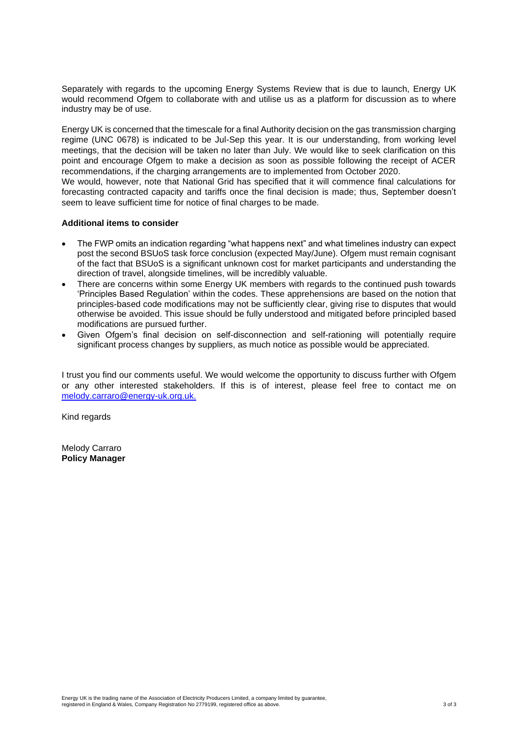Separately with regards to the upcoming Energy Systems Review that is due to launch, Energy UK would recommend Ofgem to collaborate with and utilise us as a platform for discussion as to where industry may be of use.

Energy UK is concerned that the timescale for a final Authority decision on the gas transmission charging regime (UNC 0678) is indicated to be Jul-Sep this year. It is our understanding, from working level meetings, that the decision will be taken no later than July. We would like to seek clarification on this point and encourage Ofgem to make a decision as soon as possible following the receipt of ACER recommendations, if the charging arrangements are to implemented from October 2020.
We would, however, note that National Grid has specified that it will commence final calculations for forecasting contracted capacity and tariffs once the final decision is made; thus, September doesn't seem to leave sufficient time for notice of final charges to be made.

**Additional items to consider**

- The FWP omits an indication regarding "what happens next" and what timelines industry can expect post the second BSUoS task force conclusion (expected May/June). Ofgem must remain cognisant of the fact that BSUoS is a significant unknown cost for market participants and understanding the direction of travel, alongside timelines, will be incredibly valuable.
- There are concerns within some Energy UK members with regards to the continued push towards 'Principles Based Regulation' within the codes. These apprehensions are based on the notion that principles-based code modifications may not be sufficiently clear, giving rise to disputes that would otherwise be avoided. This issue should be fully understood and mitigated before principled based modifications are pursued further.
- Given Ofgem's final decision on self-disconnection and self-rationing will potentially require significant process changes by suppliers, as much notice as possible would be appreciated.

I trust you find our comments useful. We would welcome the opportunity to discuss further with Ofgem or any other interested stakeholders. If this is of interest, please feel free to contact me on [melody.carraro@energy-uk.org.uk.](mailto:melody.carraro@energy-uk.org.uk)

Kind regards

Melody Carraro
**Policy Manager**

Energy UK is the trading name of the Association of Electricity Producers Limited, a company limited by guarantee, registered in England & Wales, Company Registration No 2779199, registered office as above.